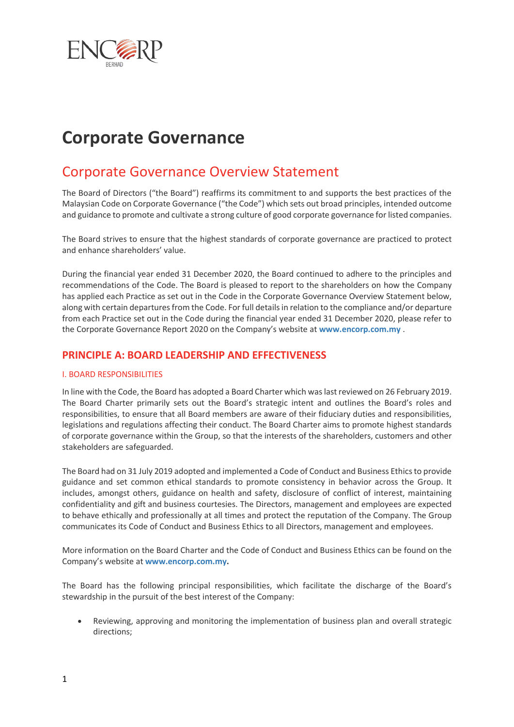# Corporate Governance

## Corporate Governance Overview Statement

The Board of Directors ("the Board") reaffirms its commitment to and supports the best practices of the Malaysian Code on Corporate Governance ("the Code") which sets out broad principles, intended outcome and guidance to promote and cultivate a strong culture of good corporate governance for listed companies.

The Board strives to ensure that the highest standards of corporate governance are practiced to protect and enhance shareholders' value.

During the financial year ended 31 December 2020, the Board continued to adhere to the principles and recommendations of the Code. The Board is pleased to report to the shareholders on how the Company has applied each Practice as set out in the Code in the Corporate Governance Overview Statement below, along with certain departures from the Code. For full details in relation to the compliance and/or departure from each Practice set out in the Code during the financial year ended 31 December 2020, please refer to the Corporate Governance Report 2020 on the Company's website at **www.encorp.com.my** .

### PRINCIPLE A: BOARD LEADERSHIP AND EFFECTIVENESS

#### I. BOARD RESPONSIBILITIES

In line with the Code, the Board has adopted a Board Charter which was last reviewed on 26 February 2019. The Board Charter primarily sets out the Board's strategic intent and outlines the Board's roles and responsibilities, to ensure that all Board members are aware of their fiduciary duties and responsibilities, legislations and regulations affecting their conduct. The Board Charter aims to promote highest standards of corporate governance within the Group, so that the interests of the shareholders, customers and other stakeholders are safeguarded.

The Board had on 31 July 2019 adopted and implemented a Code of Conduct and Business Ethics to provide guidance and set common ethical standards to promote consistency in behavior across the Group. It includes, amongst others, guidance on health and safety, disclosure of conflict of interest, maintaining confidentiality and gift and business courtesies. The Directors, management and employees are expected to behave ethically and professionally at all times and protect the reputation of the Company. The Group communicates its Code of Conduct and Business Ethics to all Directors, management and employees.

More information on the Board Charter and the Code of Conduct and Business Ethics can be found on the Company's website at **www.encorp.com.my.**

The Board has the following principal responsibilities, which facilitate the discharge of the Board's stewardship in the pursuit of the best interest of the Company:

- Reviewing, approving and monitoring the implementation of business plan and overall strategic directions;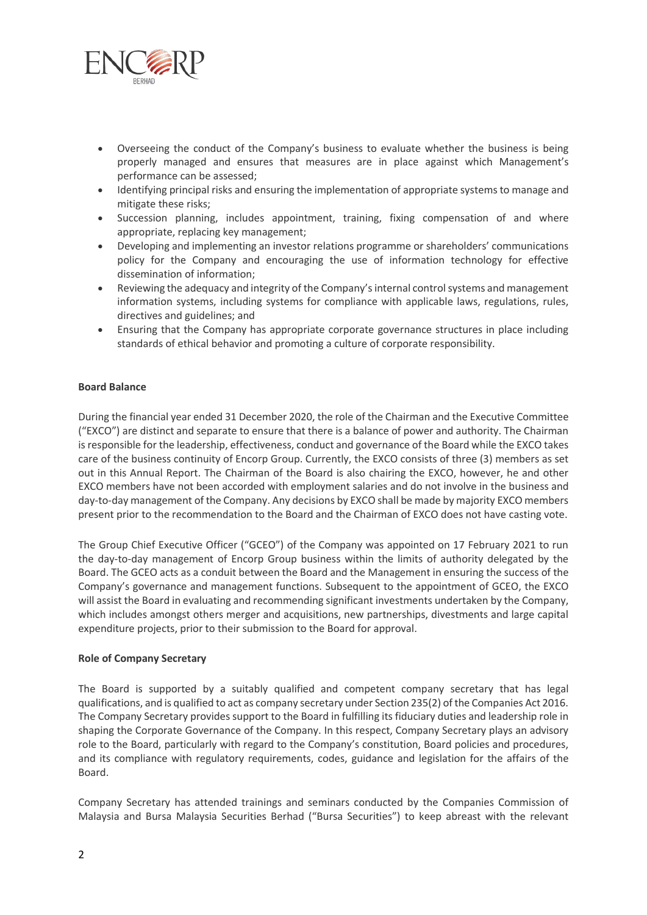- Overseeing the conduct of the Company's business to evaluate whether the business is being properly managed and ensures that measures are in place against which Management's performance can be assessed;
- Identifying principal risks and ensuring the implementation of appropriate systems to manage and mitigate these risks;
- Succession planning, includes appointment, training, fixing compensation of and where appropriate, replacing key management;
- Developing and implementing an investor relations programme or shareholders' communications policy for the Company and encouraging the use of information technology for effective dissemination of information;
- Reviewing the adequacy and integrity of the Company's internal control systems and management information systems, including systems for compliance with applicable laws, regulations, rules, directives and guidelines; and
- Ensuring that the Company has appropriate corporate governance structures in place including standards of ethical behavior and promoting a culture of corporate responsibility.

**Board Balance**

During the financial year ended 31 December 2020, the role of the Chairman and the Executive Committee ("EXCO") are distinct and separate to ensure that there is a balance of power and authority. The Chairman is responsible for the leadership, effectiveness, conduct and governance of the Board while the EXCO takes care of the business continuity of Encorp Group. Currently, the EXCO consists of three (3) members as set out in this Annual Report. The Chairman of the Board is also chairing the EXCO, however, he and other EXCO members have not been accorded with employment salaries and do not involve in the business and day-to-day management of the Company. Any decisions by EXCO shall be made by majority EXCO members present prior to the recommendation to the Board and the Chairman of EXCO does not have casting vote.

The Group Chief Executive Officer ("GCEO") of the Company was appointed on 17 February 2021 to run the day-to-day management of Encorp Group business within the limits of authority delegated by the Board. The GCEO acts as a conduit between the Board and the Management in ensuring the success of the Company's governance and management functions. Subsequent to the appointment of GCEO, the EXCO will assist the Board in evaluating and recommending significant investments undertaken by the Company, which includes amongst others merger and acquisitions, new partnerships, divestments and large capital expenditure projects, prior to their submission to the Board for approval.

**Role of Company Secretary**

The Board is supported by a suitably qualified and competent company secretary that has legal qualifications, and is qualified to act as company secretary under Section 235(2) of the Companies Act 2016. The Company Secretary provides support to the Board in fulfilling its fiduciary duties and leadership role in shaping the Corporate Governance of the Company. In this respect, Company Secretary plays an advisory role to the Board, particularly with regard to the Company's constitution, Board policies and procedures, and its compliance with regulatory requirements, codes, guidance and legislation for the affairs of the Board.

Company Secretary has attended trainings and seminars conducted by the Companies Commission of Malaysia and Bursa Malaysia Securities Berhad ("Bursa Securities") to keep abreast with the relevant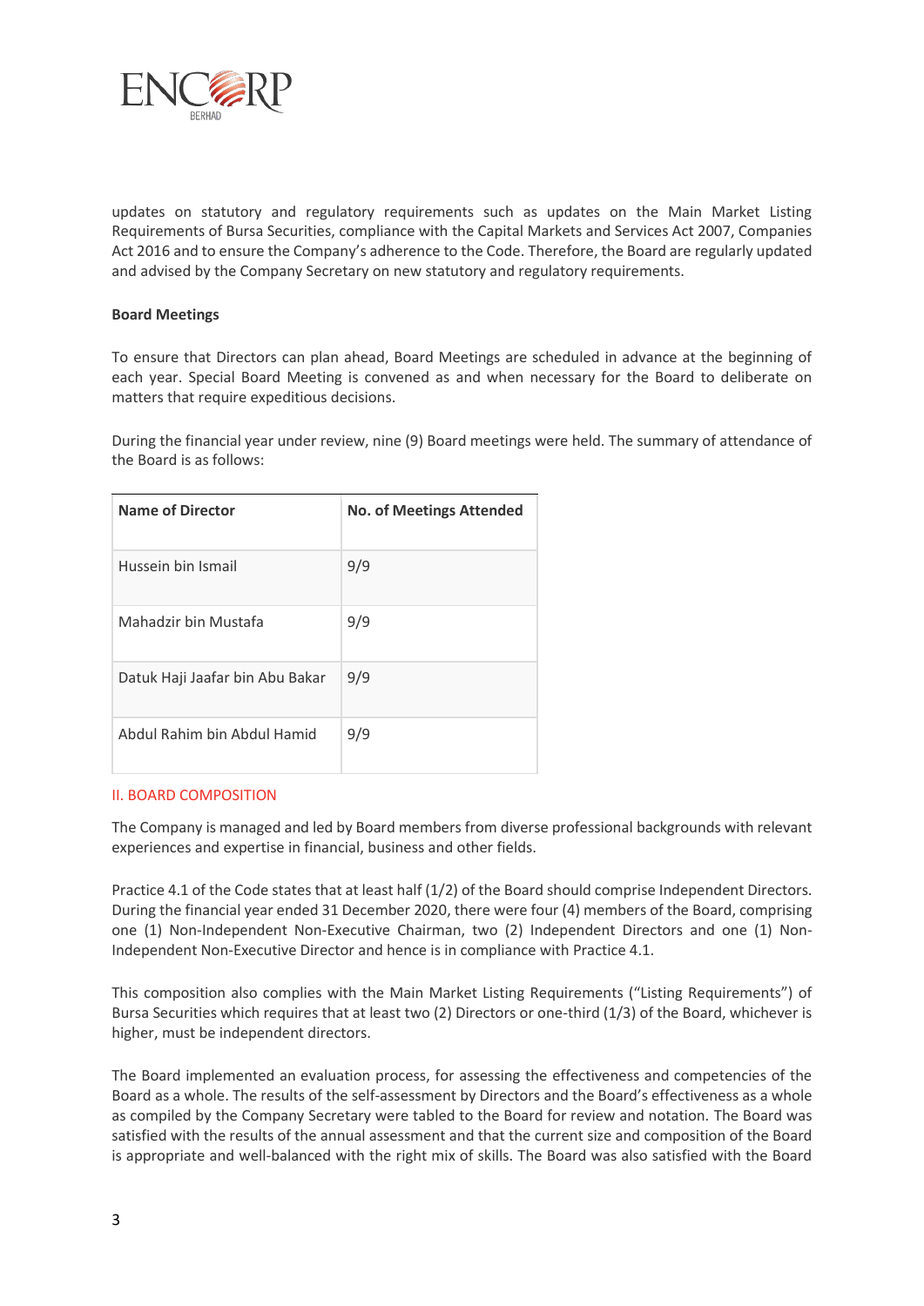updates on statutory and regulatory requirements such as updates on the Main Market Listing Requirements of Bursa Securities, compliance with the Capital Markets and Services Act 2007, Companies Act 2016 and to ensure the Company's adherence to the Code. Therefore, the Board are regularly updated and advised by the Company Secretary on new statutory and regulatory requirements.

**Board Meetings**

To ensure that Directors can plan ahead, Board Meetings are scheduled in advance at the beginning of each year. Special Board Meeting is convened as and when necessary for the Board to deliberate on matters that require expeditious decisions.

During the financial year under review, nine (9) Board meetings were held. The summary of attendance of the Board is as follows:

| Name of Director | No. of Meetings Attended |
|---|---|
| Hussein bin Ismail | 9/9 |
| Mahadzir bin Mustafa | 9/9 |
| Datuk Haji Jaafar bin Abu Bakar | 9/9 |
| Abdul Rahim bin Abdul Hamid | 9/9 |

## II. BOARD COMPOSITION

The Company is managed and led by Board members from diverse professional backgrounds with relevant experiences and expertise in financial, business and other fields.

Practice 4.1 of the Code states that at least half (1/2) of the Board should comprise Independent Directors. During the financial year ended 31 December 2020, there were four (4) members of the Board, comprising one (1) Non-Independent Non-Executive Chairman, two (2) Independent Directors and one (1) Non-Independent Non-Executive Director and hence is in compliance with Practice 4.1.

This composition also complies with the Main Market Listing Requirements ("Listing Requirements") of Bursa Securities which requires that at least two (2) Directors or one-third (1/3) of the Board, whichever is higher, must be independent directors.

The Board implemented an evaluation process, for assessing the effectiveness and competencies of the Board as a whole. The results of the self-assessment by Directors and the Board's effectiveness as a whole as compiled by the Company Secretary were tabled to the Board for review and notation. The Board was satisfied with the results of the annual assessment and that the current size and composition of the Board is appropriate and well-balanced with the right mix of skills. The Board was also satisfied with the Board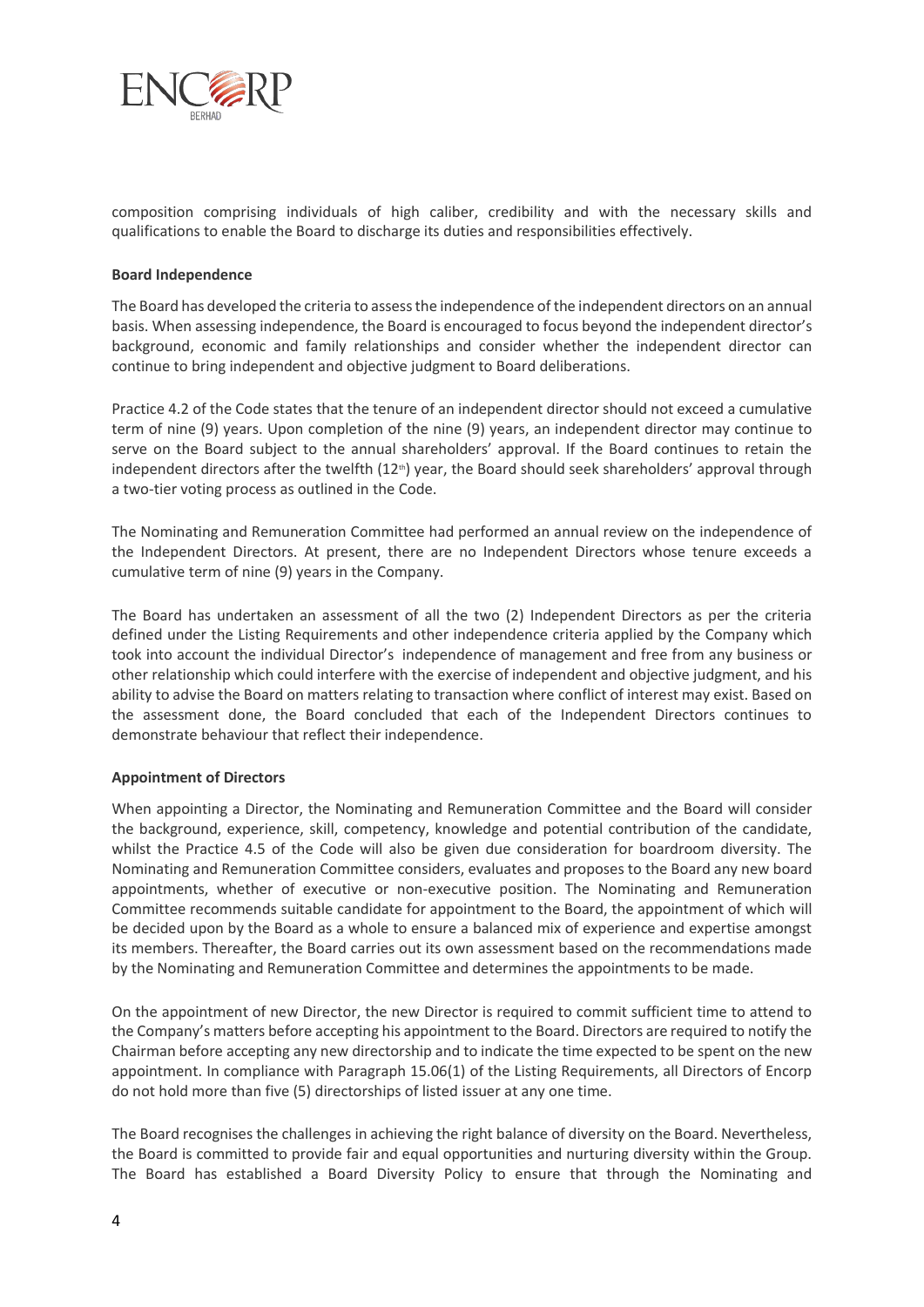composition comprising individuals of high caliber, credibility and with the necessary skills and qualifications to enable the Board to discharge its duties and responsibilities effectively.

**Board Independence**

The Board has developed the criteria to assess the independence of the independent directors on an annual basis. When assessing independence, the Board is encouraged to focus beyond the independent director's background, economic and family relationships and consider whether the independent director can continue to bring independent and objective judgment to Board deliberations.

Practice 4.2 of the Code states that the tenure of an independent director should not exceed a cumulative term of nine (9) years. Upon completion of the nine (9) years, an independent director may continue to serve on the Board subject to the annual shareholders' approval. If the Board continues to retain the independent directors after the twelfth (12th) year, the Board should seek shareholders' approval through a two-tier voting process as outlined in the Code.

The Nominating and Remuneration Committee had performed an annual review on the independence of the Independent Directors. At present, there are no Independent Directors whose tenure exceeds a cumulative term of nine (9) years in the Company.

The Board has undertaken an assessment of all the two (2) Independent Directors as per the criteria defined under the Listing Requirements and other independence criteria applied by the Company which took into account the individual Director's independence of management and free from any business or other relationship which could interfere with the exercise of independent and objective judgment, and his ability to advise the Board on matters relating to transaction where conflict of interest may exist. Based on the assessment done, the Board concluded that each of the Independent Directors continues to demonstrate behaviour that reflect their independence.

**Appointment of Directors**

When appointing a Director, the Nominating and Remuneration Committee and the Board will consider the background, experience, skill, competency, knowledge and potential contribution of the candidate, whilst the Practice 4.5 of the Code will also be given due consideration for boardroom diversity. The Nominating and Remuneration Committee considers, evaluates and proposes to the Board any new board appointments, whether of executive or non-executive position. The Nominating and Remuneration Committee recommends suitable candidate for appointment to the Board, the appointment of which will be decided upon by the Board as a whole to ensure a balanced mix of experience and expertise amongst its members. Thereafter, the Board carries out its own assessment based on the recommendations made by the Nominating and Remuneration Committee and determines the appointments to be made.

On the appointment of new Director, the new Director is required to commit sufficient time to attend to the Company's matters before accepting his appointment to the Board. Directors are required to notify the Chairman before accepting any new directorship and to indicate the time expected to be spent on the new appointment. In compliance with Paragraph 15.06(1) of the Listing Requirements, all Directors of Encorp do not hold more than five (5) directorships of listed issuer at any one time.

The Board recognises the challenges in achieving the right balance of diversity on the Board. Nevertheless, the Board is committed to provide fair and equal opportunities and nurturing diversity within the Group. The Board has established a Board Diversity Policy to ensure that through the Nominating and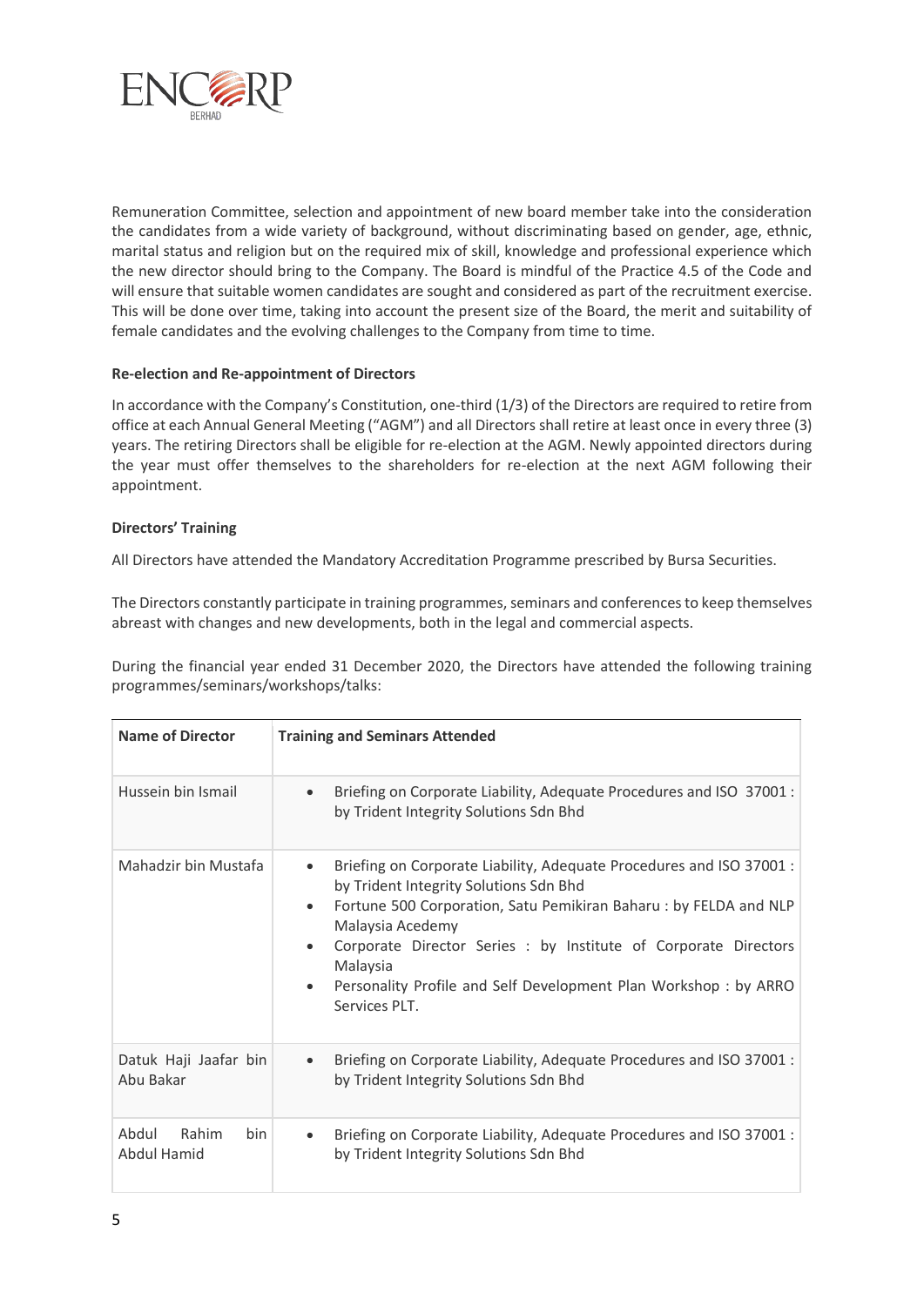Remuneration Committee, selection and appointment of new board member take into the consideration the candidates from a wide variety of background, without discriminating based on gender, age, ethnic, marital status and religion but on the required mix of skill, knowledge and professional experience which the new director should bring to the Company. The Board is mindful of the Practice 4.5 of the Code and will ensure that suitable women candidates are sought and considered as part of the recruitment exercise. This will be done over time, taking into account the present size of the Board, the merit and suitability of female candidates and the evolving challenges to the Company from time to time.

**Re-election and Re-appointment of Directors**

In accordance with the Company's Constitution, one-third (1/3) of the Directors are required to retire from office at each Annual General Meeting ("AGM") and all Directors shall retire at least once in every three (3) years. The retiring Directors shall be eligible for re-election at the AGM. Newly appointed directors during the year must offer themselves to the shareholders for re-election at the next AGM following their appointment.

**Directors' Training**

All Directors have attended the Mandatory Accreditation Programme prescribed by Bursa Securities.

The Directors constantly participate in training programmes, seminars and conferences to keep themselves abreast with changes and new developments, both in the legal and commercial aspects.

During the financial year ended 31 December 2020, the Directors have attended the following training programmes/seminars/workshops/talks:

| Name of Director | Training and Seminars Attended |
|---|---|
| Hussein bin Ismail | • Briefing on Corporate Liability, Adequate Procedures and ISO 37001 : by Trident Integrity Solutions Sdn Bhd |
| Mahadzir bin Mustafa | • Briefing on Corporate Liability, Adequate Procedures and ISO 37001 : by Trident Integrity Solutions Sdn Bhd<br>• Fortune 500 Corporation, Satu Pemikiran Baharu : by FELDA and NLP Malaysia Acedemy<br>• Corporate Director Series : by Institute of Corporate Directors Malaysia<br>• Personality Profile and Self Development Plan Workshop : by ARRO Services PLT. |
| Datuk Haji Jaafar bin Abu Bakar | • Briefing on Corporate Liability, Adequate Procedures and ISO 37001 : by Trident Integrity Solutions Sdn Bhd |
| Abdul Rahim bin Abdul Hamid | • Briefing on Corporate Liability, Adequate Procedures and ISO 37001 : by Trident Integrity Solutions Sdn Bhd |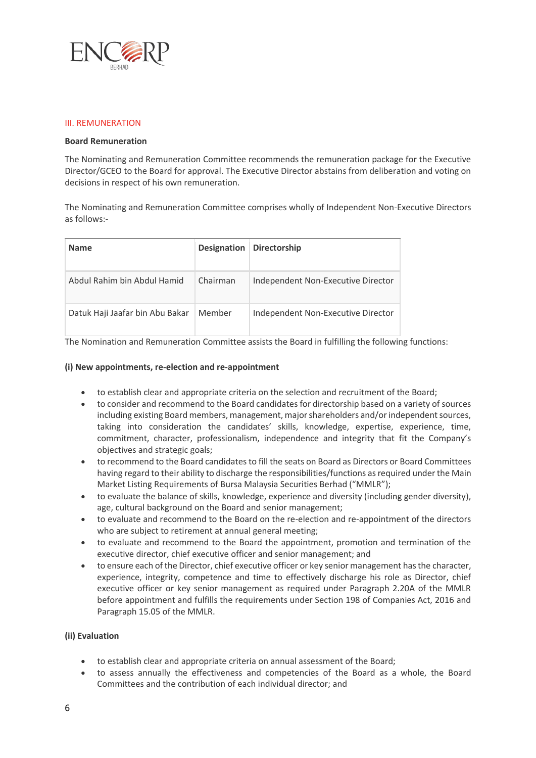## III. REMUNERATION

**Board Remuneration**

The Nominating and Remuneration Committee recommends the remuneration package for the Executive Director/GCEO to the Board for approval. The Executive Director abstains from deliberation and voting on decisions in respect of his own remuneration.

The Nominating and Remuneration Committee comprises wholly of Independent Non-Executive Directors as follows:-

| Name | Designation | Directorship |
|---|---|---|
| Abdul Rahim bin Abdul Hamid | Chairman | Independent Non-Executive Director |
| Datuk Haji Jaafar bin Abu Bakar | Member | Independent Non-Executive Director |

The Nomination and Remuneration Committee assists the Board in fulfilling the following functions:

**(i) New appointments, re-election and re-appointment**

- to establish clear and appropriate criteria on the selection and recruitment of the Board;
- to consider and recommend to the Board candidates for directorship based on a variety of sources including existing Board members, management, major shareholders and/or independent sources, taking into consideration the candidates' skills, knowledge, expertise, experience, time, commitment, character, professionalism, independence and integrity that fit the Company's objectives and strategic goals;
- to recommend to the Board candidates to fill the seats on Board as Directors or Board Committees having regard to their ability to discharge the responsibilities/functions as required under the Main Market Listing Requirements of Bursa Malaysia Securities Berhad ("MMLR");
- to evaluate the balance of skills, knowledge, experience and diversity (including gender diversity), age, cultural background on the Board and senior management;
- to evaluate and recommend to the Board on the re-election and re-appointment of the directors who are subject to retirement at annual general meeting;
- to evaluate and recommend to the Board the appointment, promotion and termination of the executive director, chief executive officer and senior management; and
- to ensure each of the Director, chief executive officer or key senior management has the character, experience, integrity, competence and time to effectively discharge his role as Director, chief executive officer or key senior management as required under Paragraph 2.20A of the MMLR before appointment and fulfills the requirements under Section 198 of Companies Act, 2016 and Paragraph 15.05 of the MMLR.

**(ii) Evaluation**

- to establish clear and appropriate criteria on annual assessment of the Board;
- to assess annually the effectiveness and competencies of the Board as a whole, the Board Committees and the contribution of each individual director; and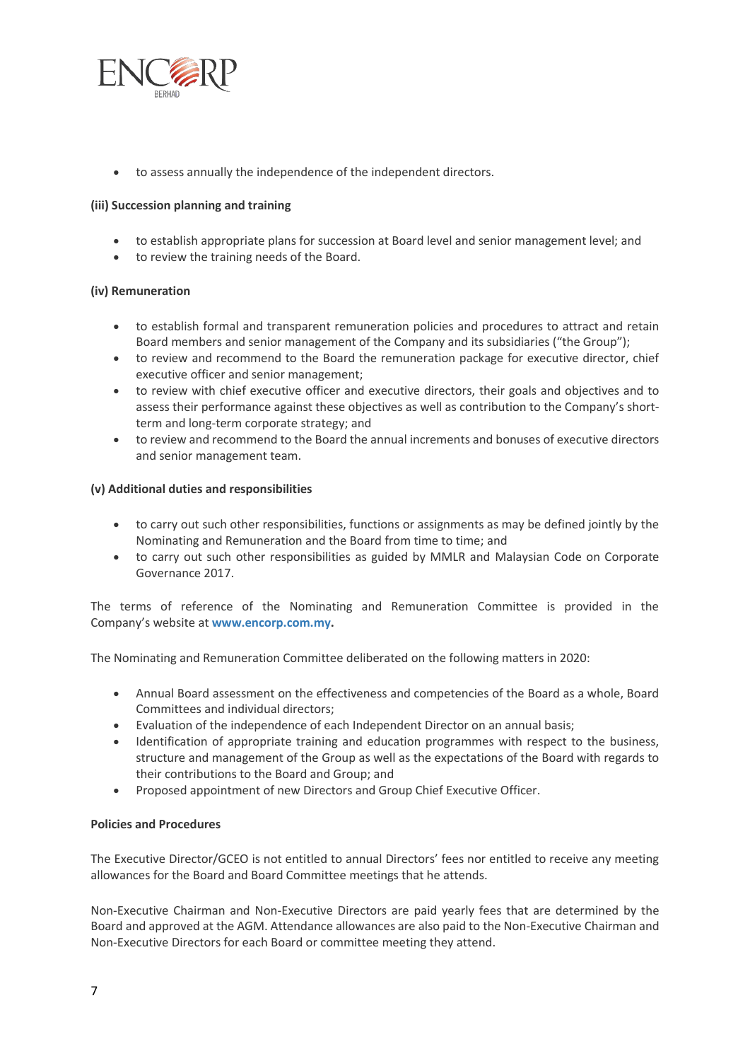- to assess annually the independence of the independent directors.

**(iii) Succession planning and training**

- to establish appropriate plans for succession at Board level and senior management level; and
- to review the training needs of the Board.

**(iv) Remuneration**

- to establish formal and transparent remuneration policies and procedures to attract and retain Board members and senior management of the Company and its subsidiaries ("the Group");
- to review and recommend to the Board the remuneration package for executive director, chief executive officer and senior management;
- to review with chief executive officer and executive directors, their goals and objectives and to assess their performance against these objectives as well as contribution to the Company's short-term and long-term corporate strategy; and
- to review and recommend to the Board the annual increments and bonuses of executive directors and senior management team.

**(v) Additional duties and responsibilities**

- to carry out such other responsibilities, functions or assignments as may be defined jointly by the Nominating and Remuneration and the Board from time to time; and
- to carry out such other responsibilities as guided by MMLR and Malaysian Code on Corporate Governance 2017.

The terms of reference of the Nominating and Remuneration Committee is provided in the Company's website at **www.encorp.com.my.**

The Nominating and Remuneration Committee deliberated on the following matters in 2020:

- Annual Board assessment on the effectiveness and competencies of the Board as a whole, Board Committees and individual directors;
- Evaluation of the independence of each Independent Director on an annual basis;
- Identification of appropriate training and education programmes with respect to the business, structure and management of the Group as well as the expectations of the Board with regards to their contributions to the Board and Group; and
- Proposed appointment of new Directors and Group Chief Executive Officer.

**Policies and Procedures**

The Executive Director/GCEO is not entitled to annual Directors' fees nor entitled to receive any meeting allowances for the Board and Board Committee meetings that he attends.

Non-Executive Chairman and Non-Executive Directors are paid yearly fees that are determined by the Board and approved at the AGM. Attendance allowances are also paid to the Non-Executive Chairman and Non-Executive Directors for each Board or committee meeting they attend.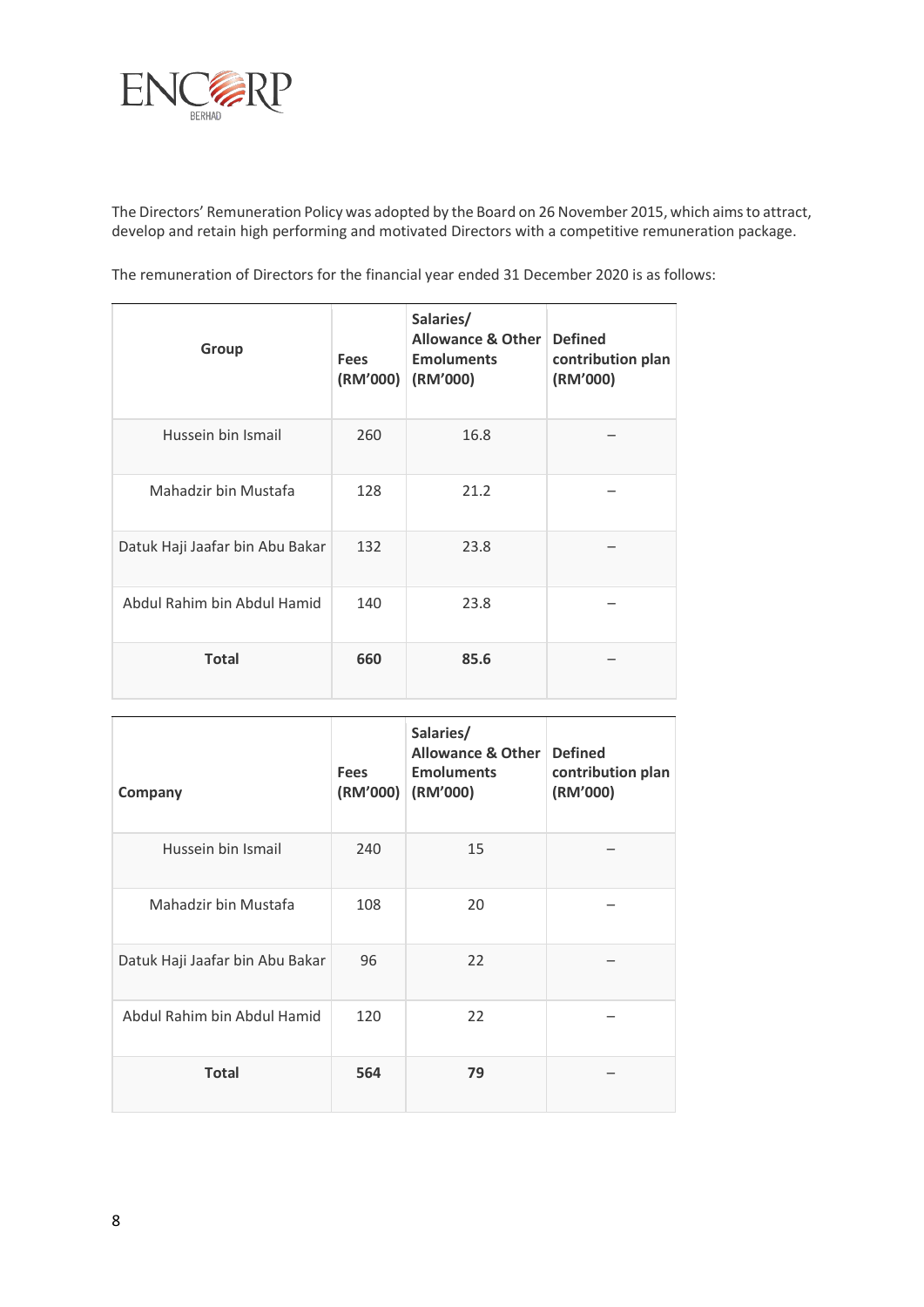The Directors' Remuneration Policy was adopted by the Board on 26 November 2015, which aims to attract, develop and retain high performing and motivated Directors with a competitive remuneration package.

The remuneration of Directors for the financial year ended 31 December 2020 is as follows:

| Group | Fees (RM'000) | Salaries/ Allowance & Other Emoluments (RM'000) | Defined contribution plan (RM'000) |
|---|---|---|---|
| Hussein bin Ismail | 260 | 16.8 | – |
| Mahadzir bin Mustafa | 128 | 21.2 | – |
| Datuk Haji Jaafar bin Abu Bakar | 132 | 23.8 | – |
| Abdul Rahim bin Abdul Hamid | 140 | 23.8 | – |
| **Total** | **660** | **85.6** | – |

| Company | Fees (RM'000) | Salaries/ Allowance & Other Emoluments (RM'000) | Defined contribution plan (RM'000) |
|---|---|---|---|
| Hussein bin Ismail | 240 | 15 | – |
| Mahadzir bin Mustafa | 108 | 20 | – |
| Datuk Haji Jaafar bin Abu Bakar | 96 | 22 | – |
| Abdul Rahim bin Abdul Hamid | 120 | 22 | – |
| **Total** | **564** | **79** | – |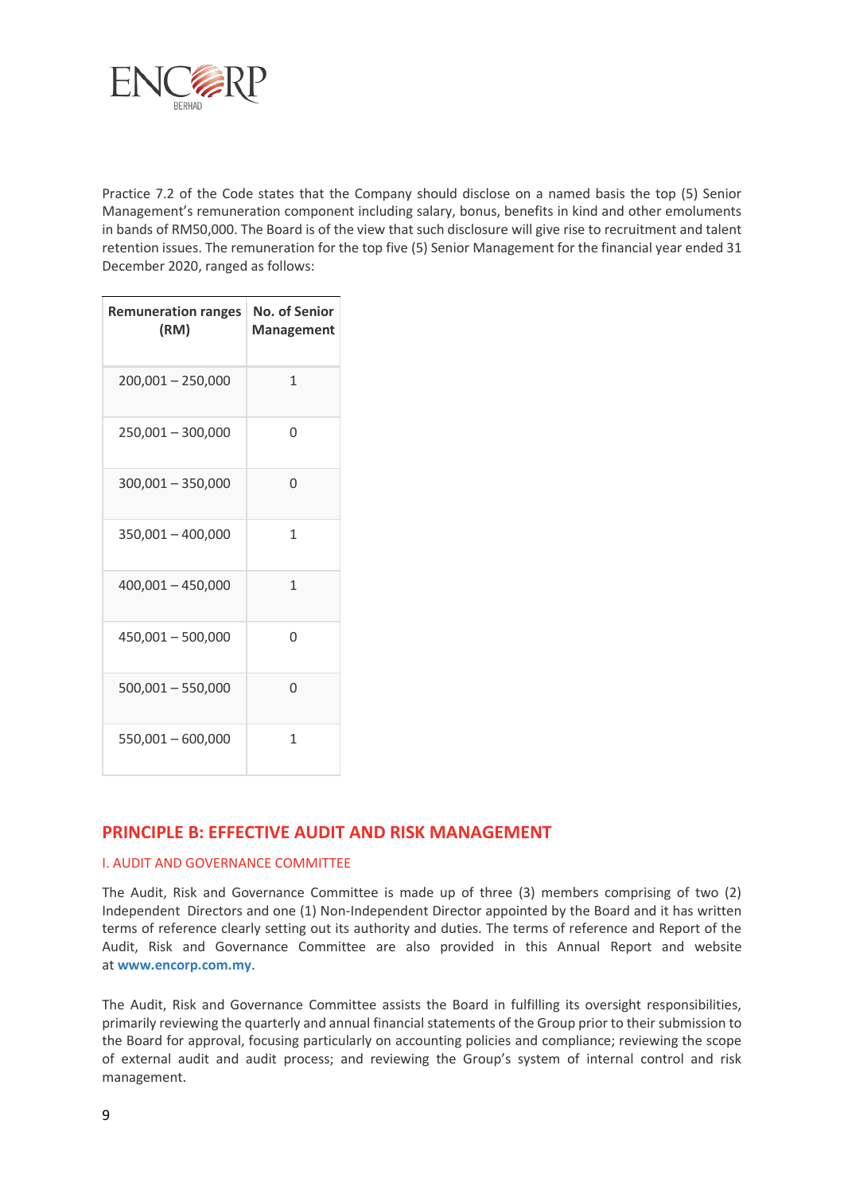Practice 7.2 of the Code states that the Company should disclose on a named basis the top (5) Senior Management's remuneration component including salary, bonus, benefits in kind and other emoluments in bands of RM50,000. The Board is of the view that such disclosure will give rise to recruitment and talent retention issues. The remuneration for the top five (5) Senior Management for the financial year ended 31 December 2020, ranged as follows:

| Remuneration ranges (RM) | No. of Senior Management |
|---|---|
| 200,001 – 250,000 | 1 |
| 250,001 – 300,000 | 0 |
| 300,001 – 350,000 | 0 |
| 350,001 – 400,000 | 1 |
| 400,001 – 450,000 | 1 |
| 450,001 – 500,000 | 0 |
| 500,001 – 550,000 | 0 |
| 550,001 – 600,000 | 1 |

## PRINCIPLE B: EFFECTIVE AUDIT AND RISK MANAGEMENT

### I. AUDIT AND GOVERNANCE COMMITTEE

The Audit, Risk and Governance Committee is made up of three (3) members comprising of two (2) Independent Directors and one (1) Non-Independent Director appointed by the Board and it has written terms of reference clearly setting out its authority and duties. The terms of reference and Report of the Audit, Risk and Governance Committee are also provided in this Annual Report and website at **www.encorp.com.my**.

The Audit, Risk and Governance Committee assists the Board in fulfilling its oversight responsibilities, primarily reviewing the quarterly and annual financial statements of the Group prior to their submission to the Board for approval, focusing particularly on accounting policies and compliance; reviewing the scope of external audit and audit process; and reviewing the Group's system of internal control and risk management.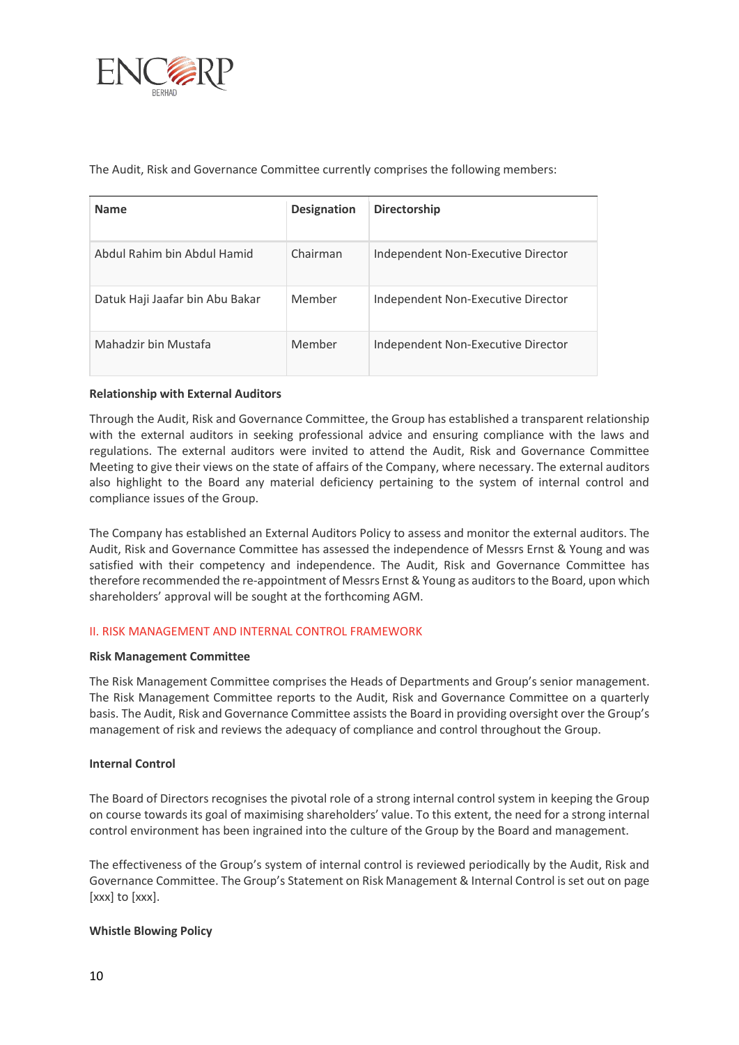The Audit, Risk and Governance Committee currently comprises the following members:

| Name | Designation | Directorship |
|---|---|---|
| Abdul Rahim bin Abdul Hamid | Chairman | Independent Non-Executive Director |
| Datuk Haji Jaafar bin Abu Bakar | Member | Independent Non-Executive Director |
| Mahadzir bin Mustafa | Member | Independent Non-Executive Director |

**Relationship with External Auditors**

Through the Audit, Risk and Governance Committee, the Group has established a transparent relationship with the external auditors in seeking professional advice and ensuring compliance with the laws and regulations. The external auditors were invited to attend the Audit, Risk and Governance Committee Meeting to give their views on the state of affairs of the Company, where necessary. The external auditors also highlight to the Board any material deficiency pertaining to the system of internal control and compliance issues of the Group.

The Company has established an External Auditors Policy to assess and monitor the external auditors. The Audit, Risk and Governance Committee has assessed the independence of Messrs Ernst & Young and was satisfied with their competency and independence. The Audit, Risk and Governance Committee has therefore recommended the re-appointment of Messrs Ernst & Young as auditors to the Board, upon which shareholders' approval will be sought at the forthcoming AGM.

## II. RISK MANAGEMENT AND INTERNAL CONTROL FRAMEWORK

**Risk Management Committee**

The Risk Management Committee comprises the Heads of Departments and Group's senior management. The Risk Management Committee reports to the Audit, Risk and Governance Committee on a quarterly basis. The Audit, Risk and Governance Committee assists the Board in providing oversight over the Group's management of risk and reviews the adequacy of compliance and control throughout the Group.

**Internal Control**

The Board of Directors recognises the pivotal role of a strong internal control system in keeping the Group on course towards its goal of maximising shareholders' value. To this extent, the need for a strong internal control environment has been ingrained into the culture of the Group by the Board and management.

The effectiveness of the Group's system of internal control is reviewed periodically by the Audit, Risk and Governance Committee. The Group's Statement on Risk Management & Internal Control is set out on page [xxx] to [xxx].

**Whistle Blowing Policy**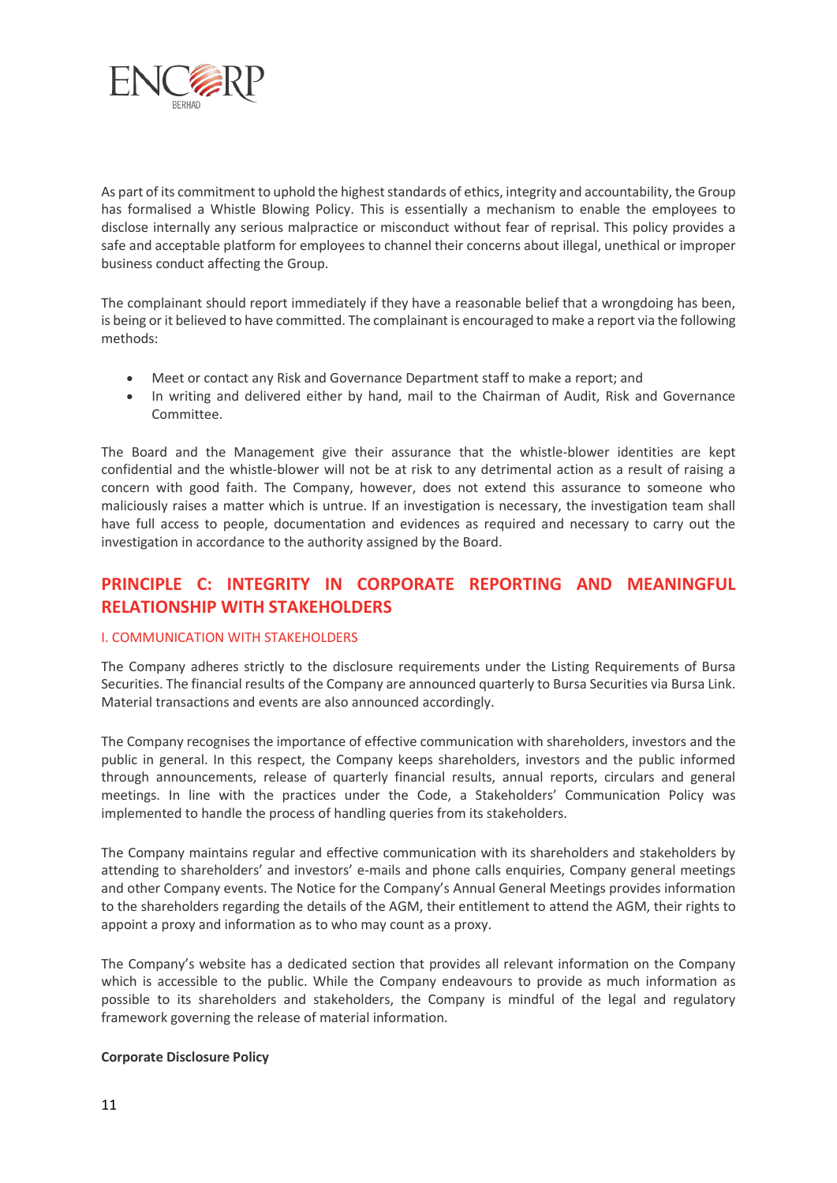As part of its commitment to uphold the highest standards of ethics, integrity and accountability, the Group has formalised a Whistle Blowing Policy. This is essentially a mechanism to enable the employees to disclose internally any serious malpractice or misconduct without fear of reprisal. This policy provides a safe and acceptable platform for employees to channel their concerns about illegal, unethical or improper business conduct affecting the Group.

The complainant should report immediately if they have a reasonable belief that a wrongdoing has been, is being or it believed to have committed. The complainant is encouraged to make a report via the following methods:

- Meet or contact any Risk and Governance Department staff to make a report; and
- In writing and delivered either by hand, mail to the Chairman of Audit, Risk and Governance Committee.

The Board and the Management give their assurance that the whistle-blower identities are kept confidential and the whistle-blower will not be at risk to any detrimental action as a result of raising a concern with good faith. The Company, however, does not extend this assurance to someone who maliciously raises a matter which is untrue. If an investigation is necessary, the investigation team shall have full access to people, documentation and evidences as required and necessary to carry out the investigation in accordance to the authority assigned by the Board.

## PRINCIPLE C: INTEGRITY IN CORPORATE REPORTING AND MEANINGFUL RELATIONSHIP WITH STAKEHOLDERS

### I. COMMUNICATION WITH STAKEHOLDERS

The Company adheres strictly to the disclosure requirements under the Listing Requirements of Bursa Securities. The financial results of the Company are announced quarterly to Bursa Securities via Bursa Link. Material transactions and events are also announced accordingly.

The Company recognises the importance of effective communication with shareholders, investors and the public in general. In this respect, the Company keeps shareholders, investors and the public informed through announcements, release of quarterly financial results, annual reports, circulars and general meetings. In line with the practices under the Code, a Stakeholders' Communication Policy was implemented to handle the process of handling queries from its stakeholders.

The Company maintains regular and effective communication with its shareholders and stakeholders by attending to shareholders' and investors' e-mails and phone calls enquiries, Company general meetings and other Company events. The Notice for the Company's Annual General Meetings provides information to the shareholders regarding the details of the AGM, their entitlement to attend the AGM, their rights to appoint a proxy and information as to who may count as a proxy.

The Company's website has a dedicated section that provides all relevant information on the Company which is accessible to the public. While the Company endeavours to provide as much information as possible to its shareholders and stakeholders, the Company is mindful of the legal and regulatory framework governing the release of material information.

**Corporate Disclosure Policy**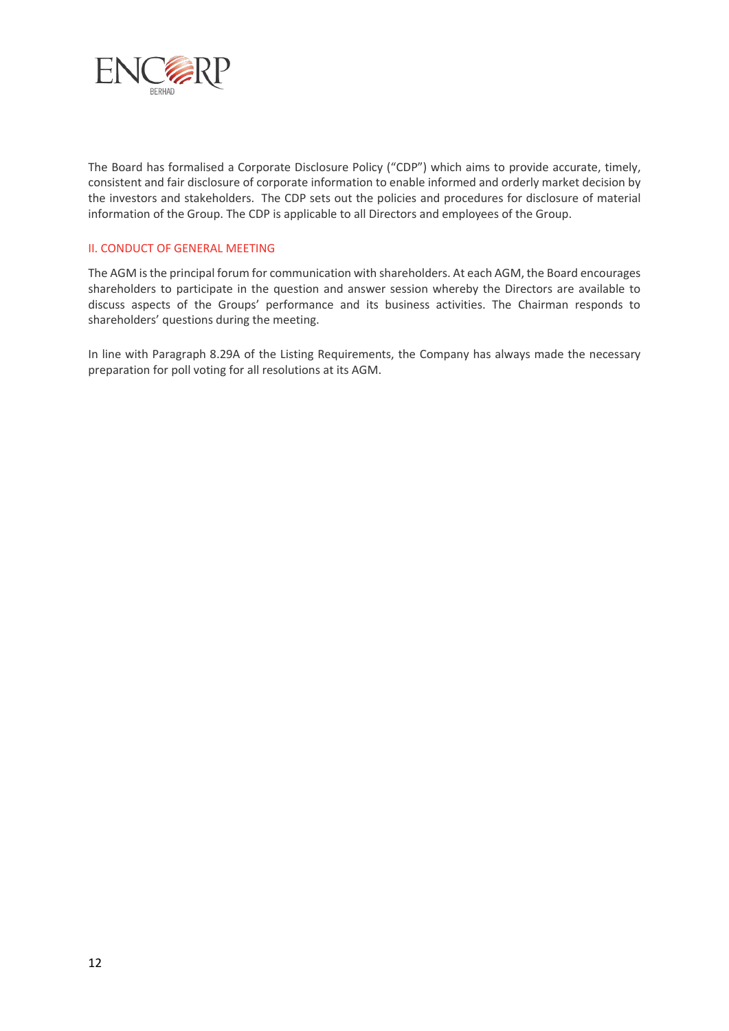The Board has formalised a Corporate Disclosure Policy ("CDP") which aims to provide accurate, timely, consistent and fair disclosure of corporate information to enable informed and orderly market decision by the investors and stakeholders. The CDP sets out the policies and procedures for disclosure of material information of the Group. The CDP is applicable to all Directors and employees of the Group.

## II. CONDUCT OF GENERAL MEETING

The AGM is the principal forum for communication with shareholders. At each AGM, the Board encourages shareholders to participate in the question and answer session whereby the Directors are available to discuss aspects of the Groups' performance and its business activities. The Chairman responds to shareholders' questions during the meeting.

In line with Paragraph 8.29A of the Listing Requirements, the Company has always made the necessary preparation for poll voting for all resolutions at its AGM.